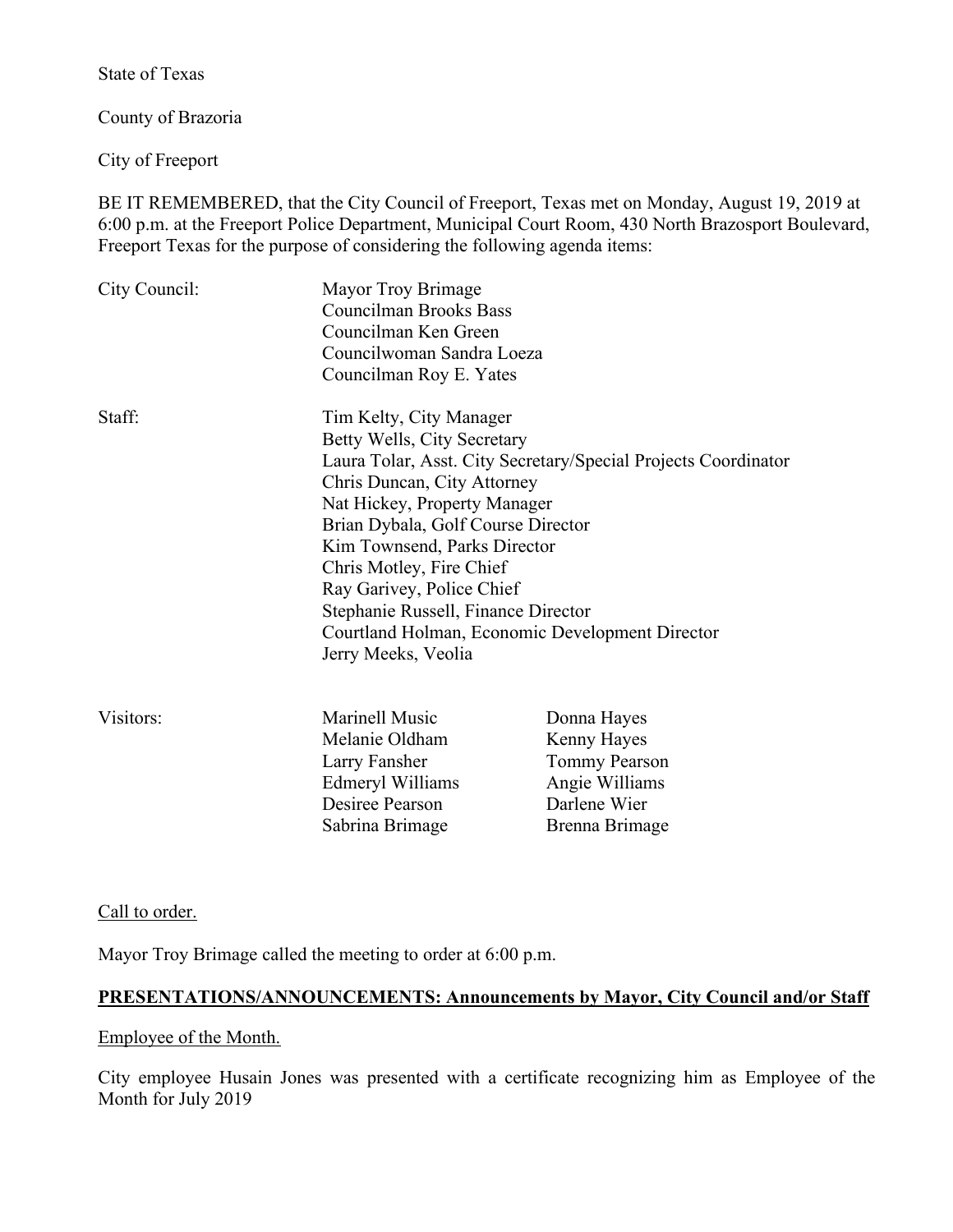State of Texas

County of Brazoria

City of Freeport

BE IT REMEMBERED, that the City Council of Freeport, Texas met on Monday, August 19, 2019 at 6:00 p.m. at the Freeport Police Department, Municipal Court Room, 430 North Brazosport Boulevard, Freeport Texas for the purpose of considering the following agenda items:

City Council:
- Mayor Troy Brimage
- Councilman Brooks Bass
- Councilman Ken Green
- Councilwoman Sandra Loeza
- Councilman Roy E. Yates

Staff:
- Tim Kelty, City Manager
- Betty Wells, City Secretary
- Laura Tolar, Asst. City Secretary/Special Projects Coordinator
- Chris Duncan, City Attorney
- Nat Hickey, Property Manager
- Brian Dybala, Golf Course Director
- Kim Townsend, Parks Director
- Chris Motley, Fire Chief
- Ray Garivey, Police Chief
- Stephanie Russell, Finance Director
- Courtland Holman, Economic Development Director
- Jerry Meeks, Veolia

Visitors:

| | |
|---|---|
| Marinell Music | Donna Hayes |
| Melanie Oldham | Kenny Hayes |
| Larry Fansher | Tommy Pearson |
| Edmeryl Williams | Angie Williams |
| Desiree Pearson | Darlene Wier |
| Sabrina Brimage | Brenna Brimage |

Call to order.

Mayor Troy Brimage called the meeting to order at 6:00 p.m.

## PRESENTATIONS/ANNOUNCEMENTS: Announcements by Mayor, City Council and/or Staff

Employee of the Month.

City employee Husain Jones was presented with a certificate recognizing him as Employee of the Month for July 2019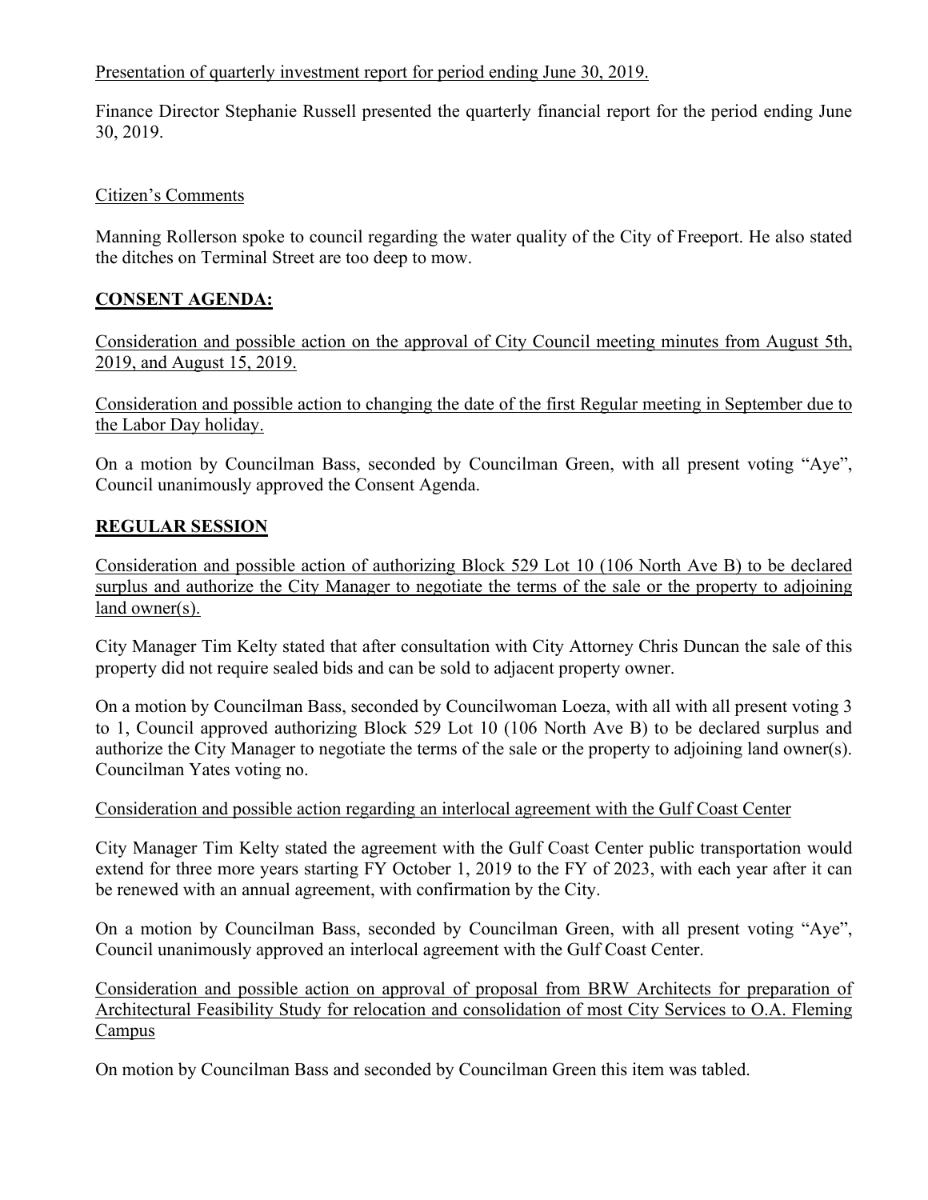Presentation of quarterly investment report for period ending June 30, 2019.

Finance Director Stephanie Russell presented the quarterly financial report for the period ending June 30, 2019.

Citizen's Comments

Manning Rollerson spoke to council regarding the water quality of the City of Freeport. He also stated the ditches on Terminal Street are too deep to mow.

**CONSENT AGENDA:**

Consideration and possible action on the approval of City Council meeting minutes from August 5th, 2019, and August 15, 2019.

Consideration and possible action to changing the date of the first Regular meeting in September due to the Labor Day holiday.

On a motion by Councilman Bass, seconded by Councilman Green, with all present voting "Aye", Council unanimously approved the Consent Agenda.

**REGULAR SESSION**

Consideration and possible action of authorizing Block 529 Lot 10 (106 North Ave B) to be declared surplus and authorize the City Manager to negotiate the terms of the sale or the property to adjoining land owner(s).

City Manager Tim Kelty stated that after consultation with City Attorney Chris Duncan the sale of this property did not require sealed bids and can be sold to adjacent property owner.

On a motion by Councilman Bass, seconded by Councilwoman Loeza, with all with all present voting 3 to 1, Council approved authorizing Block 529 Lot 10 (106 North Ave B) to be declared surplus and authorize the City Manager to negotiate the terms of the sale or the property to adjoining land owner(s). Councilman Yates voting no.

Consideration and possible action regarding an interlocal agreement with the Gulf Coast Center

City Manager Tim Kelty stated the agreement with the Gulf Coast Center public transportation would extend for three more years starting FY October 1, 2019 to the FY of 2023, with each year after it can be renewed with an annual agreement, with confirmation by the City.

On a motion by Councilman Bass, seconded by Councilman Green, with all present voting "Aye", Council unanimously approved an interlocal agreement with the Gulf Coast Center.

Consideration and possible action on approval of proposal from BRW Architects for preparation of Architectural Feasibility Study for relocation and consolidation of most City Services to O.A. Fleming Campus

On motion by Councilman Bass and seconded by Councilman Green this item was tabled.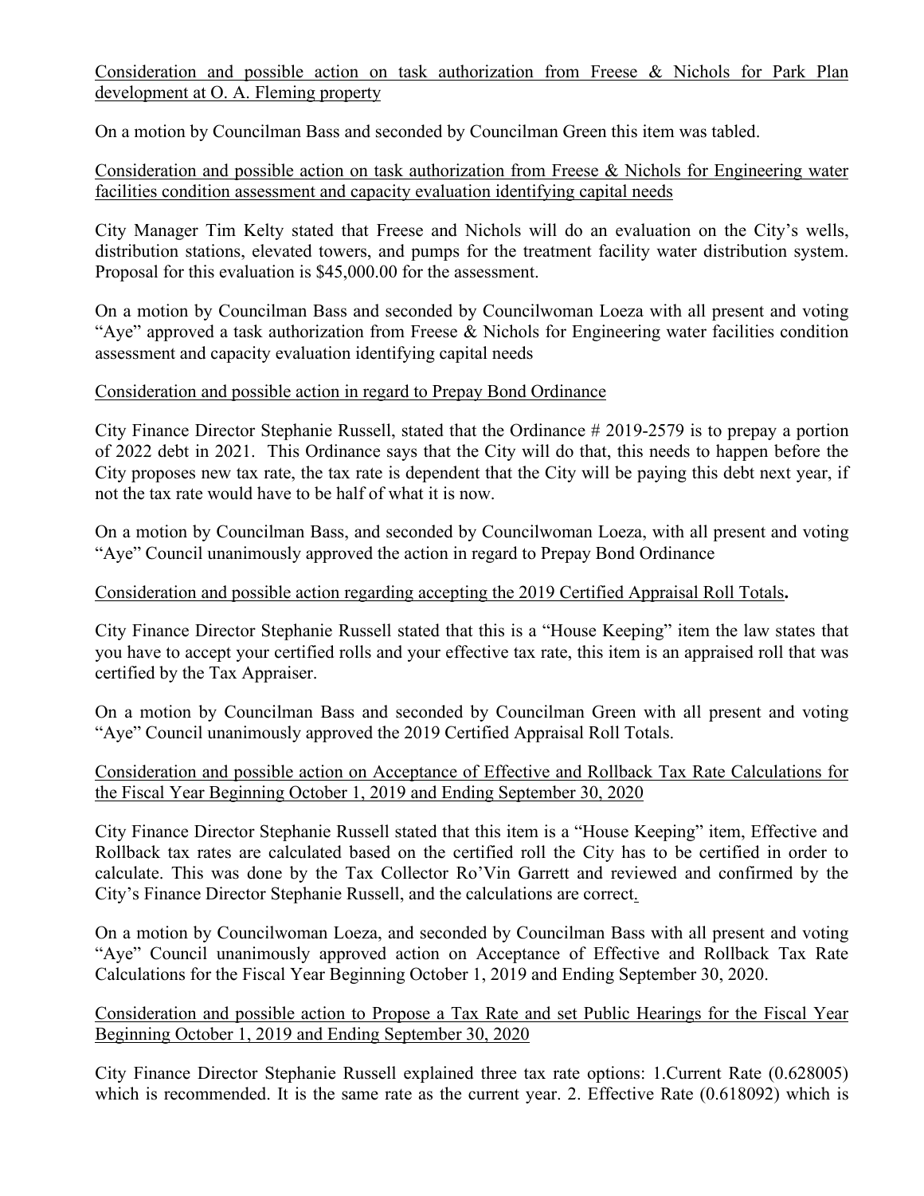<u>Consideration and possible action on task authorization from Freese & Nichols for Park Plan development at O. A. Fleming property</u>

On a motion by Councilman Bass and seconded by Councilman Green this item was tabled.

<u>Consideration and possible action on task authorization from Freese & Nichols for Engineering water facilities condition assessment and capacity evaluation identifying capital needs</u>

City Manager Tim Kelty stated that Freese and Nichols will do an evaluation on the City's wells, distribution stations, elevated towers, and pumps for the treatment facility water distribution system. Proposal for this evaluation is $45,000.00 for the assessment.

On a motion by Councilman Bass and seconded by Councilwoman Loeza with all present and voting "Aye" approved a task authorization from Freese & Nichols for Engineering water facilities condition assessment and capacity evaluation identifying capital needs

<u>Consideration and possible action in regard to Prepay Bond Ordinance</u>

City Finance Director Stephanie Russell, stated that the Ordinance # 2019-2579 is to prepay a portion of 2022 debt in 2021. This Ordinance says that the City will do that, this needs to happen before the City proposes new tax rate, the tax rate is dependent that the City will be paying this debt next year, if not the tax rate would have to be half of what it is now.

On a motion by Councilman Bass, and seconded by Councilwoman Loeza, with all present and voting "Aye" Council unanimously approved the action in regard to Prepay Bond Ordinance

<u>Consideration and possible action regarding accepting the 2019 Certified Appraisal Roll Totals</u>**.**

City Finance Director Stephanie Russell stated that this is a "House Keeping" item the law states that you have to accept your certified rolls and your effective tax rate, this item is an appraised roll that was certified by the Tax Appraiser.

On a motion by Councilman Bass and seconded by Councilman Green with all present and voting "Aye" Council unanimously approved the 2019 Certified Appraisal Roll Totals.

<u>Consideration and possible action on Acceptance of Effective and Rollback Tax Rate Calculations for the Fiscal Year Beginning October 1, 2019 and Ending September 30, 2020</u>

City Finance Director Stephanie Russell stated that this item is a "House Keeping" item, Effective and Rollback tax rates are calculated based on the certified roll the City has to be certified in order to calculate. This was done by the Tax Collector Ro'Vin Garrett and reviewed and confirmed by the City's Finance Director Stephanie Russell, and the calculations are correct.

On a motion by Councilwoman Loeza, and seconded by Councilman Bass with all present and voting "Aye" Council unanimously approved action on Acceptance of Effective and Rollback Tax Rate Calculations for the Fiscal Year Beginning October 1, 2019 and Ending September 30, 2020.

<u>Consideration and possible action to Propose a Tax Rate and set Public Hearings for the Fiscal Year Beginning October 1, 2019 and Ending September 30, 2020</u>

City Finance Director Stephanie Russell explained three tax rate options: 1.Current Rate (0.628005) which is recommended. It is the same rate as the current year. 2. Effective Rate (0.618092) which is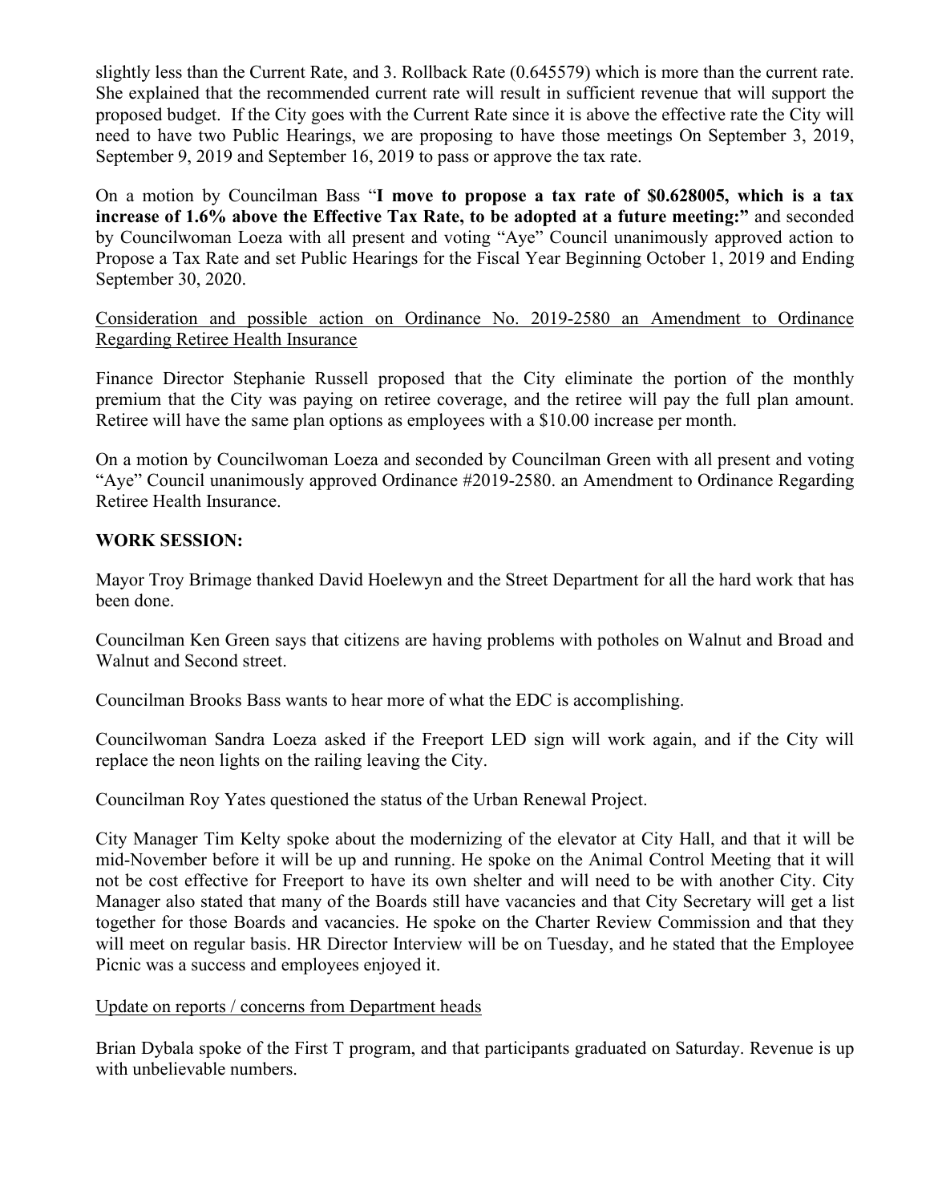slightly less than the Current Rate, and 3. Rollback Rate (0.645579) which is more than the current rate. She explained that the recommended current rate will result in sufficient revenue that will support the proposed budget. If the City goes with the Current Rate since it is above the effective rate the City will need to have two Public Hearings, we are proposing to have those meetings On September 3, 2019, September 9, 2019 and September 16, 2019 to pass or approve the tax rate.

On a motion by Councilman Bass "**I move to propose a tax rate of $0.628005, which is a tax increase of 1.6% above the Effective Tax Rate, to be adopted at a future meeting:"** and seconded by Councilwoman Loeza with all present and voting "Aye" Council unanimously approved action to Propose a Tax Rate and set Public Hearings for the Fiscal Year Beginning October 1, 2019 and Ending September 30, 2020.

<u>Consideration and possible action on Ordinance No. 2019-2580 an Amendment to Ordinance Regarding Retiree Health Insurance</u>

Finance Director Stephanie Russell proposed that the City eliminate the portion of the monthly premium that the City was paying on retiree coverage, and the retiree will pay the full plan amount. Retiree will have the same plan options as employees with a $10.00 increase per month.

On a motion by Councilwoman Loeza and seconded by Councilman Green with all present and voting "Aye" Council unanimously approved Ordinance #2019-2580. an Amendment to Ordinance Regarding Retiree Health Insurance.

**WORK SESSION:**

Mayor Troy Brimage thanked David Hoelewyn and the Street Department for all the hard work that has been done.

Councilman Ken Green says that citizens are having problems with potholes on Walnut and Broad and Walnut and Second street.

Councilman Brooks Bass wants to hear more of what the EDC is accomplishing.

Councilwoman Sandra Loeza asked if the Freeport LED sign will work again, and if the City will replace the neon lights on the railing leaving the City.

Councilman Roy Yates questioned the status of the Urban Renewal Project.

City Manager Tim Kelty spoke about the modernizing of the elevator at City Hall, and that it will be mid-November before it will be up and running. He spoke on the Animal Control Meeting that it will not be cost effective for Freeport to have its own shelter and will need to be with another City. City Manager also stated that many of the Boards still have vacancies and that City Secretary will get a list together for those Boards and vacancies. He spoke on the Charter Review Commission and that they will meet on regular basis. HR Director Interview will be on Tuesday, and he stated that the Employee Picnic was a success and employees enjoyed it.

<u>Update on reports / concerns from Department heads</u>

Brian Dybala spoke of the First T program, and that participants graduated on Saturday. Revenue is up with unbelievable numbers.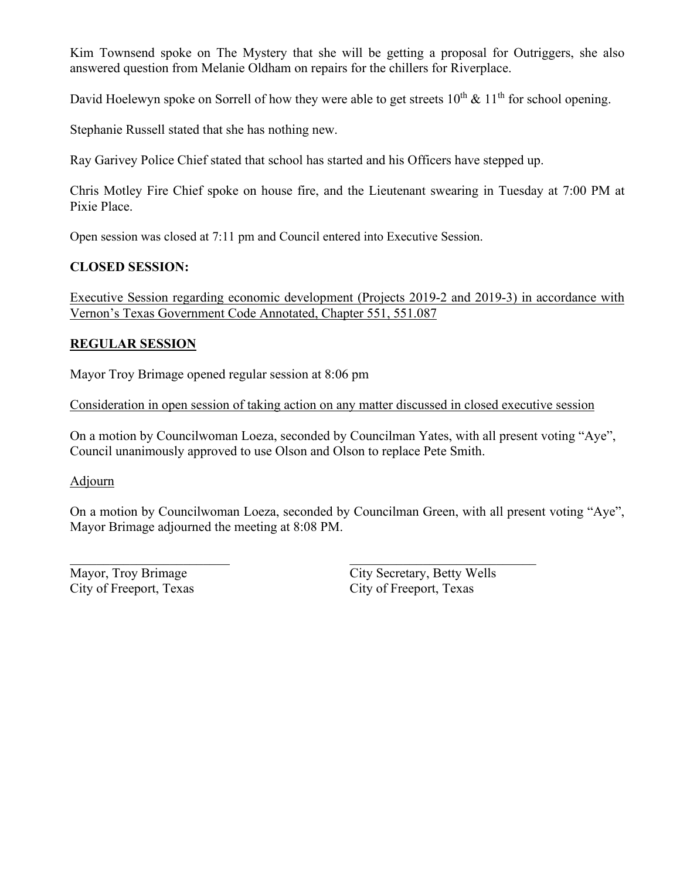Kim Townsend spoke on The Mystery that she will be getting a proposal for Outriggers, she also answered question from Melanie Oldham on repairs for the chillers for Riverplace.

David Hoelewyn spoke on Sorrell of how they were able to get streets 10th & 11th for school opening.

Stephanie Russell stated that she has nothing new.

Ray Garivey Police Chief stated that school has started and his Officers have stepped up.

Chris Motley Fire Chief spoke on house fire, and the Lieutenant swearing in Tuesday at 7:00 PM at Pixie Place.

Open session was closed at 7:11 pm and Council entered into Executive Session.

**CLOSED SESSION:**

Executive Session regarding economic development (Projects 2019-2 and 2019-3) in accordance with Vernon's Texas Government Code Annotated, Chapter 551, 551.087

**REGULAR SESSION**

Mayor Troy Brimage opened regular session at 8:06 pm

Consideration in open session of taking action on any matter discussed in closed executive session

On a motion by Councilwoman Loeza, seconded by Councilman Yates, with all present voting "Aye", Council unanimously approved to use Olson and Olson to replace Pete Smith.

Adjourn

On a motion by Councilwoman Loeza, seconded by Councilman Green, with all present voting "Aye", Mayor Brimage adjourned the meeting at 8:08 PM.

\_\_\_\_\_\_\_\_\_\_\_\_\_\_\_\_\_\_\_\_\_\_\_\_\_\_\_\_
Mayor, Troy Brimage
City of Freeport, Texas

\_\_\_\_\_\_\_\_\_\_\_\_\_\_\_\_\_\_\_\_\_\_\_\_\_\_\_\_
City Secretary, Betty Wells
City of Freeport, Texas